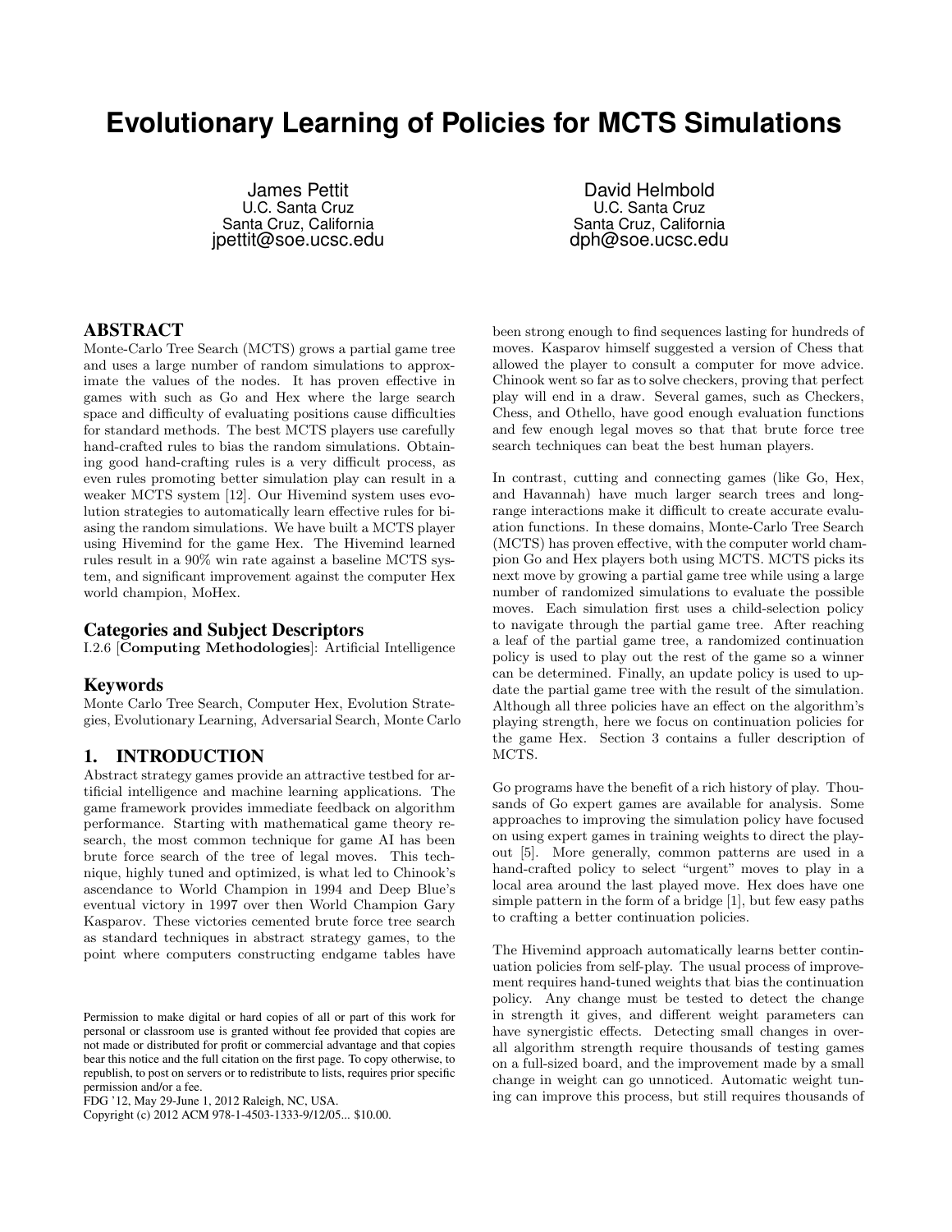# Evolutionary Learning of Policies for MCTS Simulations

James Pettit
U.C. Santa Cruz
Santa Cruz, California
jpettit@soe.ucsc.edu

David Helmbold
U.C. Santa Cruz
Santa Cruz, California
dph@soe.ucsc.edu

## ABSTRACT

Monte-Carlo Tree Search (MCTS) grows a partial game tree and uses a large number of random simulations to approximate the values of the nodes. It has proven effective in games with such as Go and Hex where the large search space and difficulty of evaluating positions cause difficulties for standard methods. The best MCTS players use carefully hand-crafted rules to bias the random simulations. Obtaining good hand-crafting rules is a very difficult process, as even rules promoting better simulation play can result in a weaker MCTS system [12]. Our Hivemind system uses evolution strategies to automatically learn effective rules for biasing the random simulations. We have built a MCTS player using Hivemind for the game Hex. The Hivemind learned rules result in a 90% win rate against a baseline MCTS system, and significant improvement against the computer Hex world champion, MoHex.

## Categories and Subject Descriptors

I.2.6 [**Computing Methodologies**]: Artificial Intelligence

## Keywords

Monte Carlo Tree Search, Computer Hex, Evolution Strategies, Evolutionary Learning, Adversarial Search, Monte Carlo

## 1. INTRODUCTION

Abstract strategy games provide an attractive testbed for artificial intelligence and machine learning applications. The game framework provides immediate feedback on algorithm performance. Starting with mathematical game theory research, the most common technique for game AI has been brute force search of the tree of legal moves. This technique, highly tuned and optimized, is what led to Chinook's ascendance to World Champion in 1994 and Deep Blue's eventual victory in 1997 over then World Champion Gary Kasparov. These victories cemented brute force tree search as standard techniques in abstract strategy games, to the point where computers constructing endgame tables have been strong enough to find sequences lasting for hundreds of moves. Kasparov himself suggested a version of Chess that allowed the player to consult a computer for move advice. Chinook went so far as to solve checkers, proving that perfect play will end in a draw. Several games, such as Checkers, Chess, and Othello, have good enough evaluation functions and few enough legal moves so that that brute force tree search techniques can beat the best human players.

In contrast, cutting and connecting games (like Go, Hex, and Havannah) have much larger search trees and long-range interactions make it difficult to create accurate evaluation functions. In these domains, Monte-Carlo Tree Search (MCTS) has proven effective, with the computer world champion Go and Hex players both using MCTS. MCTS picks its next move by growing a partial game tree while using a large number of randomized simulations to evaluate the possible moves. Each simulation first uses a child-selection policy to navigate through the partial game tree. After reaching a leaf of the partial game tree, a randomized continuation policy is used to play out the rest of the game so a winner can be determined. Finally, an update policy is used to update the partial game tree with the result of the simulation. Although all three policies have an effect on the algorithm's playing strength, here we focus on continuation policies for the game Hex. Section 3 contains a fuller description of MCTS.

Go programs have the benefit of a rich history of play. Thousands of Go expert games are available for analysis. Some approaches to improving the simulation policy have focused on using expert games in training weights to direct the playout [5]. More generally, common patterns are used in a hand-crafted policy to select "urgent" moves to play in a local area around the last played move. Hex does have one simple pattern in the form of a bridge [1], but few easy paths to crafting a better continuation policies.

The Hivemind approach automatically learns better continuation policies from self-play. The usual process of improvement requires hand-tuned weights that bias the continuation policy. Any change must be tested to detect the change in strength it gives, and different weight parameters can have synergistic effects. Detecting small changes in overall algorithm strength require thousands of testing games on a full-sized board, and the improvement made by a small change in weight can go unnoticed. Automatic weight tuning can improve this process, but still requires thousands of

Permission to make digital or hard copies of all or part of this work for personal or classroom use is granted without fee provided that copies are not made or distributed for profit or commercial advantage and that copies bear this notice and the full citation on the first page. To copy otherwise, to republish, to post on servers or to redistribute to lists, requires prior specific permission and/or a fee.
FDG '12, May 29-June 1, 2012 Raleigh, NC, USA.
Copyright (c) 2012 ACM 978-1-4503-1333-9/12/05... $10.00.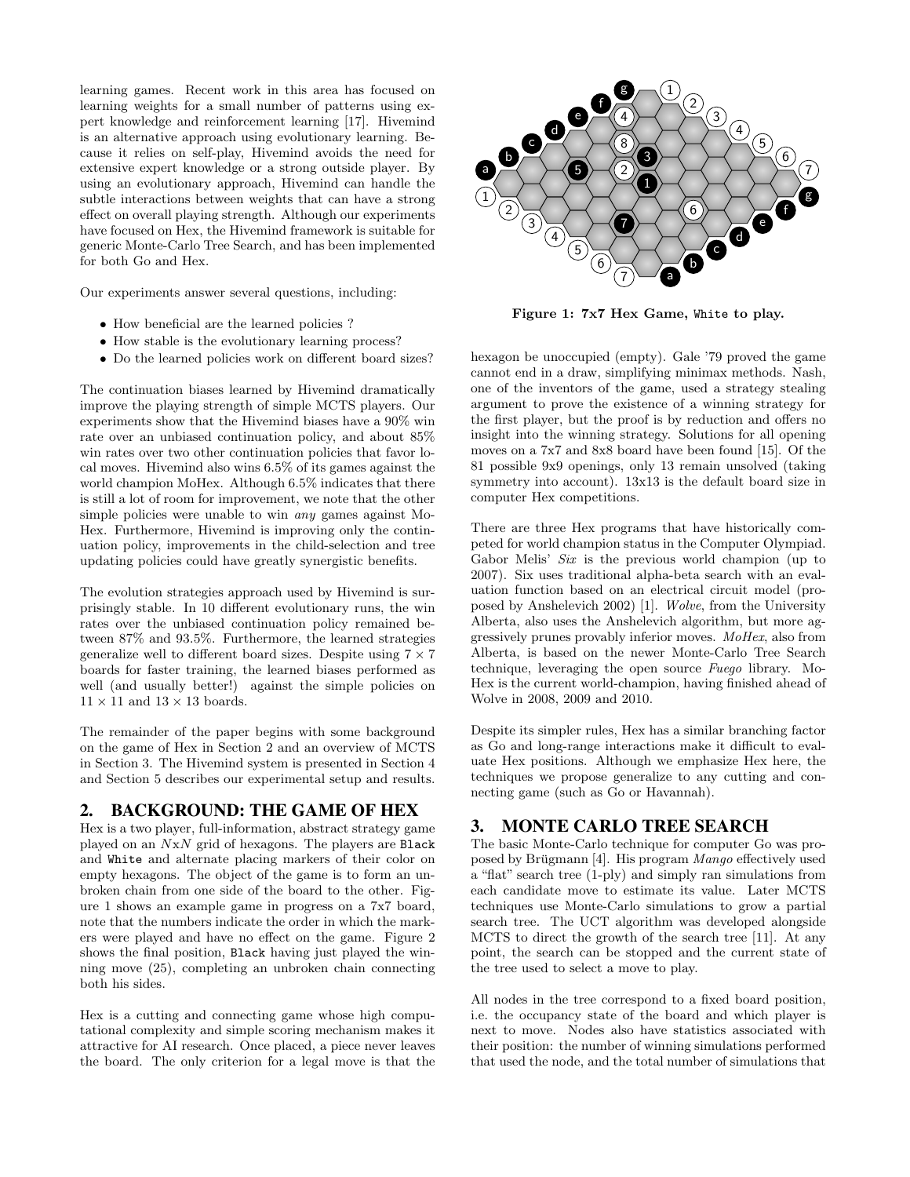learning games. Recent work in this area has focused on learning weights for a small number of patterns using expert knowledge and reinforcement learning [17]. Hivemind is an alternative approach using evolutionary learning. Because it relies on self-play, Hivemind avoids the need for extensive expert knowledge or a strong outside player. By using an evolutionary approach, Hivemind can handle the subtle interactions between weights that can have a strong effect on overall playing strength. Although our experiments have focused on Hex, the Hivemind framework is suitable for generic Monte-Carlo Tree Search, and has been implemented for both Go and Hex.

Our experiments answer several questions, including:

- How beneficial are the learned policies ?
- How stable is the evolutionary learning process?
- Do the learned policies work on different board sizes?

The continuation biases learned by Hivemind dramatically improve the playing strength of simple MCTS players. Our experiments show that the Hivemind biases have a 90% win rate over an unbiased continuation policy, and about 85% win rates over two other continuation policies that favor local moves. Hivemind also wins 6.5% of its games against the world champion MoHex. Although 6.5% indicates that there is still a lot of room for improvement, we note that the other simple policies were unable to win *any* games against MoHex. Furthermore, Hivemind is improving only the continuation policy, improvements in the child-selection and tree updating policies could have greatly synergistic benefits.

The evolution strategies approach used by Hivemind is surprisingly stable. In 10 different evolutionary runs, the win rates over the unbiased continuation policy remained between 87% and 93.5%. Furthermore, the learned strategies generalize well to different board sizes. Despite using $7 \times 7$ boards for faster training, the learned biases performed as well (and usually better!) against the simple policies on $11 \times 11$ and $13 \times 13$ boards.

The remainder of the paper begins with some background on the game of Hex in Section 2 and an overview of MCTS in Section 3. The Hivemind system is presented in Section 4 and Section 5 describes our experimental setup and results.

## 2. BACKGROUND: THE GAME OF HEX

Hex is a two player, full-information, abstract strategy game played on an $N$x$N$ grid of hexagons. The players are Black and White and alternate placing markers of their color on empty hexagons. The object of the game is to form an unbroken chain from one side of the board to the other. Figure 1 shows an example game in progress on a 7x7 board, note that the numbers indicate the order in which the markers were played and have no effect on the game. Figure 2 shows the final position, Black having just played the winning move (25), completing an unbroken chain connecting both his sides.

Hex is a cutting and connecting game whose high computational complexity and simple scoring mechanism makes it attractive for AI research. Once placed, a piece never leaves the board. The only criterion for a legal move is that the hexagon be unoccupied (empty). Gale '79 proved the game cannot end in a draw, simplifying minimax methods. Nash, one of the inventors of the game, used a strategy stealing argument to prove the existence of a winning strategy for the first player, but the proof is by reduction and offers no insight into the winning strategy. Solutions for all opening moves on a 7x7 and 8x8 board have been found [15]. Of the 81 possible 9x9 openings, only 13 remain unsolved (taking symmetry into account). 13x13 is the default board size in computer Hex competitions.

**Figure 1: 7x7 Hex Game, White to play.**

There are three Hex programs that have historically competed for world champion status in the Computer Olympiad. Gabor Melis' *Six* is the previous world champion (up to 2007). Six uses traditional alpha-beta search with an evaluation function based on an electrical circuit model (proposed by Anshelevich 2002) [1]. *Wolve*, from the University Alberta, also uses the Anshelevich algorithm, but more aggressively prunes provably inferior moves. *MoHex*, also from Alberta, is based on the newer Monte-Carlo Tree Search technique, leveraging the open source *Fuego* library. MoHex is the current world-champion, having finished ahead of Wolve in 2008, 2009 and 2010.

Despite its simpler rules, Hex has a similar branching factor as Go and long-range interactions make it difficult to evaluate Hex positions. Although we emphasize Hex here, the techniques we propose generalize to any cutting and connecting game (such as Go or Havannah).

## 3. MONTE CARLO TREE SEARCH

The basic Monte-Carlo technique for computer Go was proposed by Brügmann [4]. His program *Mango* effectively used a "flat" search tree (1-ply) and simply ran simulations from each candidate move to estimate its value. Later MCTS techniques use Monte-Carlo simulations to grow a partial search tree. The UCT algorithm was developed alongside MCTS to direct the growth of the search tree [11]. At any point, the search can be stopped and the current state of the tree used to select a move to play.

All nodes in the tree correspond to a fixed board position, i.e. the occupancy state of the board and which player is next to move. Nodes also have statistics associated with their position: the number of winning simulations performed that used the node, and the total number of simulations that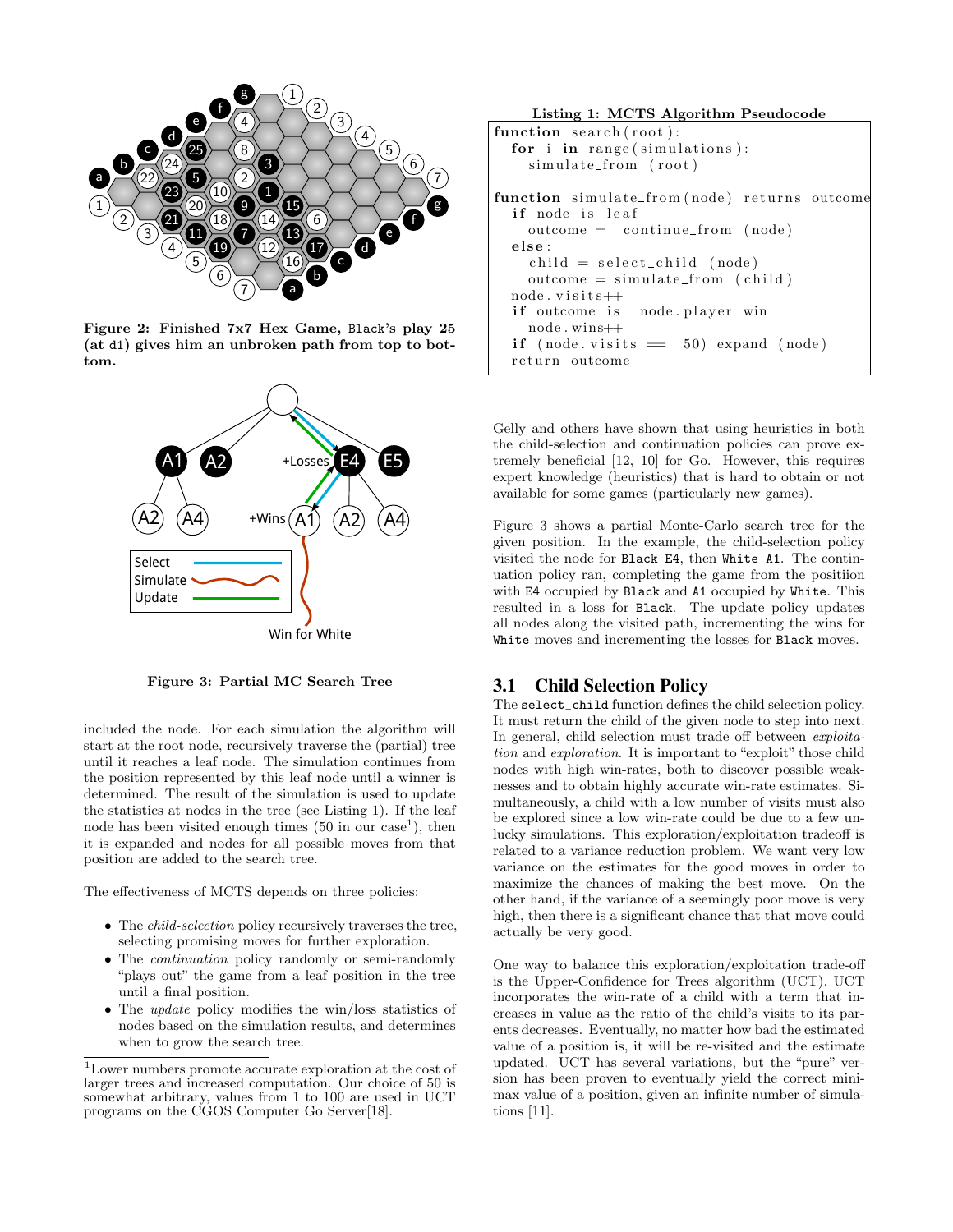Figure 2: Finished 7x7 Hex Game, Black's play 25 (at d1) gives him an unbroken path from top to bottom.

Figure 3: Partial MC Search Tree

included the node. For each simulation the algorithm will start at the root node, recursively traverse the (partial) tree until it reaches a leaf node. The simulation continues from the position represented by this leaf node until a winner is determined. The result of the simulation is used to update the statistics at nodes in the tree (see Listing 1). If the leaf node has been visited enough times (50 in our case[1]), then it is expanded and nodes for all possible moves from that position are added to the search tree.

The effectiveness of MCTS depends on three policies:

- The *child-selection* policy recursively traverses the tree, selecting promising moves for further exploration.
- The *continuation* policy randomly or semi-randomly "plays out" the game from a leaf position in the tree until a final position.
- The *update* policy modifies the win/loss statistics of nodes based on the simulation results, and determines when to grow the search tree.

[1]Lower numbers promote accurate exploration at the cost of larger trees and increased computation. Our choice of 50 is somewhat arbitrary, values from 1 to 100 are used in UCT programs on the CGOS Computer Go Server[18].

**Listing 1: MCTS Algorithm Pseudocode**

```
function search(root):
  for i in range(simulations):
    simulate_from (root)

function simulate_from(node) returns outcome
  if node is leaf
    outcome =  continue_from (node)
  else:
    child = select_child (node)
    outcome = simulate_from (child)
  node.visits++
  if outcome is  node.player win
    node.wins++
  if (node.visits == 50) expand (node)
  return outcome
```

Gelly and others have shown that using heuristics in both the child-selection and continuation policies can prove extremely beneficial [12, 10] for Go. However, this requires expert knowledge (heuristics) that is hard to obtain or not available for some games (particularly new games).

Figure 3 shows a partial Monte-Carlo search tree for the given position. In the example, the child-selection policy visited the node for Black E4, then White A1. The continuation policy ran, completing the game from the positiion with E4 occupied by Black and A1 occupied by White. This resulted in a loss for Black. The update policy updates all nodes along the visited path, incrementing the wins for White moves and incrementing the losses for Black moves.

## 3.1 Child Selection Policy

The select_child function defines the child selection policy. It must return the child of the given node to step into next. In general, child selection must trade off between *exploitation* and *exploration*. It is important to "exploit" those child nodes with high win-rates, both to discover possible weaknesses and to obtain highly accurate win-rate estimates. Simultaneously, a child with a low number of visits must also be explored since a low win-rate could be due to a few unlucky simulations. This exploration/exploitation tradeoff is related to a variance reduction problem. We want very low variance on the estimates for the good moves in order to maximize the chances of making the best move. On the other hand, if the variance of a seemingly poor move is very high, then there is a significant chance that that move could actually be very good.

One way to balance this exploration/exploitation trade-off is the Upper-Confidence for Trees algorithm (UCT). UCT incorporates the win-rate of a child with a term that increases in value as the ratio of the child's visits to its parents decreases. Eventually, no matter how bad the estimated value of a position is, it will be re-visited and the estimate updated. UCT has several variations, but the "pure" version has been proven to eventually yield the correct minimax value of a position, given an infinite number of simulations [11].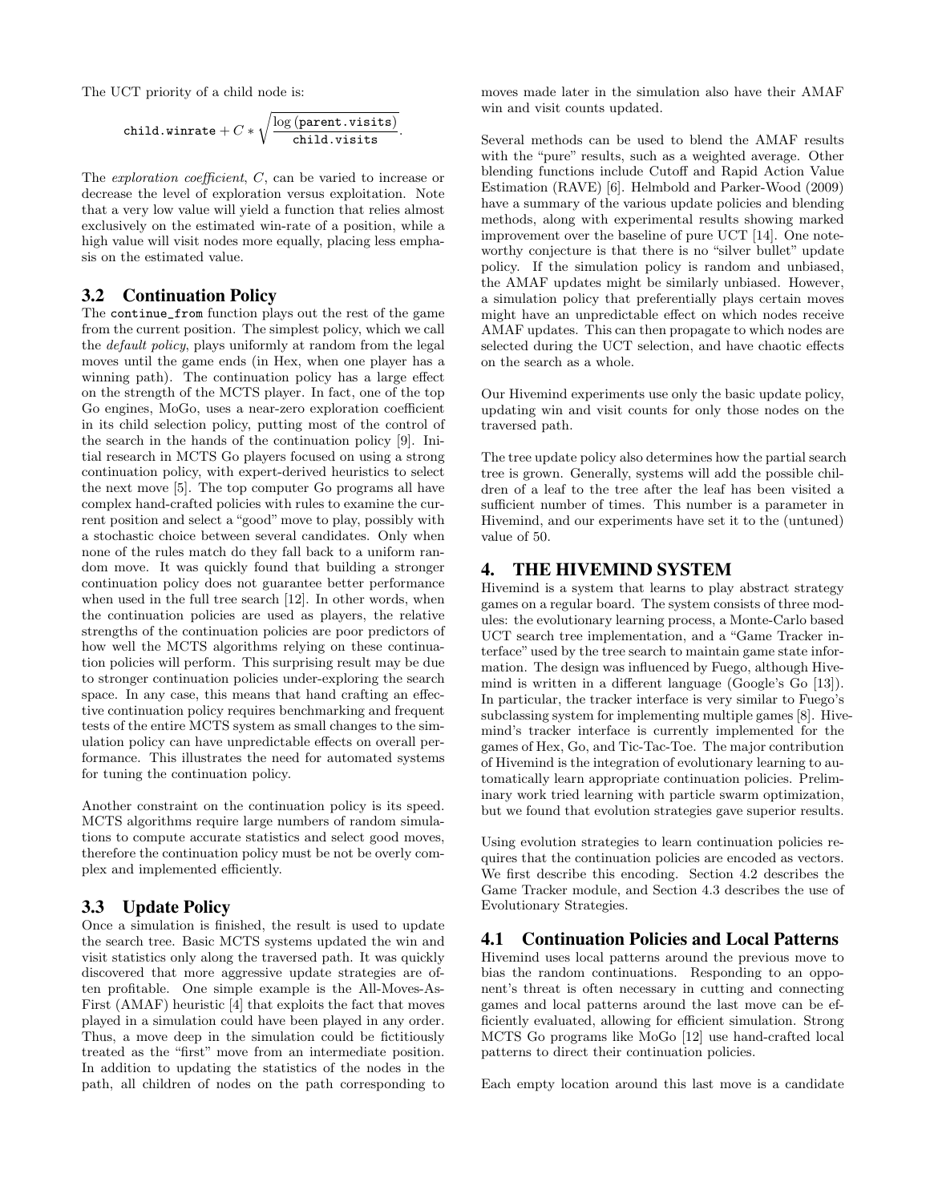The UCT priority of a child node is:

$$\texttt{child.winrate} + C * \sqrt{\frac{\log(\texttt{parent.visits})}{\texttt{child.visits}}}.$$

The *exploration coefficient*, $C$, can be varied to increase or decrease the level of exploration versus exploitation. Note that a very low value will yield a function that relies almost exclusively on the estimated win-rate of a position, while a high value will visit nodes more equally, placing less emphasis on the estimated value.

### 3.2 Continuation Policy

The `continue_from` function plays out the rest of the game from the current position. The simplest policy, which we call the *default policy*, plays uniformly at random from the legal moves until the game ends (in Hex, when one player has a winning path). The continuation policy has a large effect on the strength of the MCTS player. In fact, one of the top Go engines, MoGo, uses a near-zero exploration coefficient in its child selection policy, putting most of the control of the search in the hands of the continuation policy [9]. Initial research in MCTS Go players focused on using a strong continuation policy, with expert-derived heuristics to select the next move [5]. The top computer Go programs all have complex hand-crafted policies with rules to examine the current position and select a "good" move to play, possibly with a stochastic choice between several candidates. Only when none of the rules match do they fall back to a uniform random move. It was quickly found that building a stronger continuation policy does not guarantee better performance when used in the full tree search [12]. In other words, when the continuation policies are used as players, the relative strengths of the continuation policies are poor predictors of how well the MCTS algorithms relying on these continuation policies will perform. This surprising result may be due to stronger continuation policies under-exploring the search space. In any case, this means that hand crafting an effective continuation policy requires benchmarking and frequent tests of the entire MCTS system as small changes to the simulation policy can have unpredictable effects on overall performance. This illustrates the need for automated systems for tuning the continuation policy.

Another constraint on the continuation policy is its speed. MCTS algorithms require large numbers of random simulations to compute accurate statistics and select good moves, therefore the continuation policy must be not be overly complex and implemented efficiently.

### 3.3 Update Policy

Once a simulation is finished, the result is used to update the search tree. Basic MCTS systems updated the win and visit statistics only along the traversed path. It was quickly discovered that more aggressive update strategies are often profitable. One simple example is the All-Moves-As-First (AMAF) heuristic [4] that exploits the fact that moves played in a simulation could have been played in any order. Thus, a move deep in the simulation could be fictitiously treated as the "first" move from an intermediate position. In addition to updating the statistics of the nodes in the path, all children of nodes on the path corresponding to moves made later in the simulation also have their AMAF win and visit counts updated.

Several methods can be used to blend the AMAF results with the "pure" results, such as a weighted average. Other blending functions include Cutoff and Rapid Action Value Estimation (RAVE) [6]. Helmbold and Parker-Wood (2009) have a summary of the various update policies and blending methods, along with experimental results showing marked improvement over the baseline of pure UCT [14]. One noteworthy conjecture is that there is no "silver bullet" update policy. If the simulation policy is random and unbiased, the AMAF updates might be similarly unbiased. However, a simulation policy that preferentially plays certain moves might have an unpredictable effect on which nodes receive AMAF updates. This can then propagate to which nodes are selected during the UCT selection, and have chaotic effects on the search as a whole.

Our Hivemind experiments use only the basic update policy, updating win and visit counts for only those nodes on the traversed path.

The tree update policy also determines how the partial search tree is grown. Generally, systems will add the possible children of a leaf to the tree after the leaf has been visited a sufficient number of times. This number is a parameter in Hivemind, and our experiments have set it to the (untuned) value of 50.

## 4. THE HIVEMIND SYSTEM

Hivemind is a system that learns to play abstract strategy games on a regular board. The system consists of three modules: the evolutionary learning process, a Monte-Carlo based UCT search tree implementation, and a "Game Tracker interface" used by the tree search to maintain game state information. The design was influenced by Fuego, although Hivemind is written in a different language (Google's Go [13]). In particular, the tracker interface is very similar to Fuego's subclassing system for implementing multiple games [8]. Hivemind's tracker interface is currently implemented for the games of Hex, Go, and Tic-Tac-Toe. The major contribution of Hivemind is the integration of evolutionary learning to automatically learn appropriate continuation policies. Preliminary work tried learning with particle swarm optimization, but we found that evolution strategies gave superior results.

Using evolution strategies to learn continuation policies requires that the continuation policies are encoded as vectors. We first describe this encoding. Section 4.2 describes the Game Tracker module, and Section 4.3 describes the use of Evolutionary Strategies.

### 4.1 Continuation Policies and Local Patterns

Hivemind uses local patterns around the previous move to bias the random continuations. Responding to an opponent's threat is often necessary in cutting and connecting games and local patterns around the last move can be efficiently evaluated, allowing for efficient simulation. Strong MCTS Go programs like MoGo [12] use hand-crafted local patterns to direct their continuation policies.

Each empty location around this last move is a candidate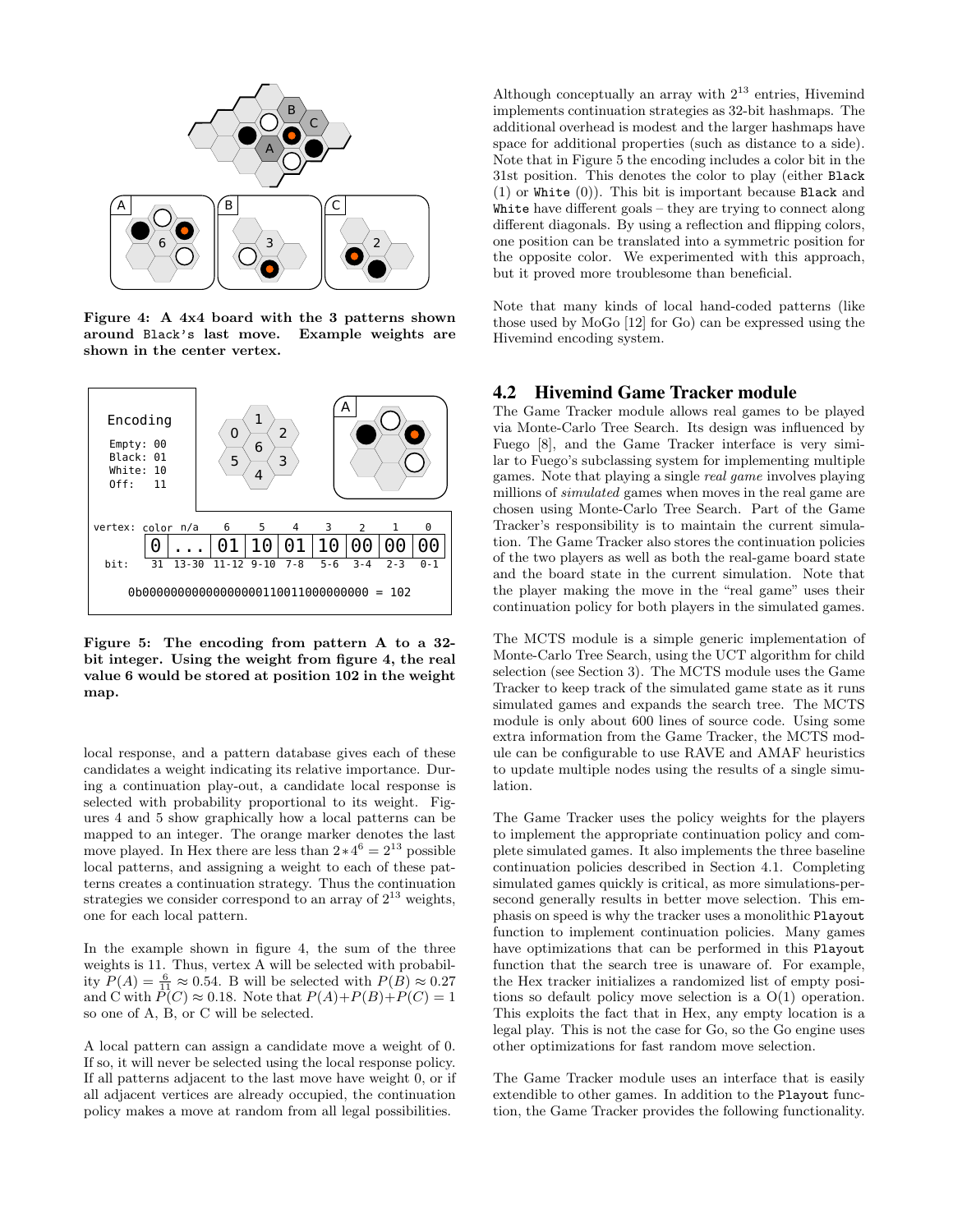Figure 4: A 4x4 board with the 3 patterns shown around Black's last move. Example weights are shown in the center vertex.

Figure 5: The encoding from pattern A to a 32-bit integer. Using the weight from figure 4, the real value 6 would be stored at position 102 in the weight map.

local response, and a pattern database gives each of these candidates a weight indicating its relative importance. During a continuation play-out, a candidate local response is selected with probability proportional to its weight. Figures 4 and 5 show graphically how a local patterns can be mapped to an integer. The orange marker denotes the last move played. In Hex there are less than $2 * 4^6 = 2^{13}$ possible local patterns, and assigning a weight to each of these patterns creates a continuation strategy. Thus the continuation strategies we consider correspond to an array of $2^{13}$ weights, one for each local pattern.

In the example shown in figure 4, the sum of the three weights is 11. Thus, vertex A will be selected with probability $P(A) = \frac{6}{11} \approx 0.54$. B will be selected with $P(B) \approx 0.27$ and C with $P(C) \approx 0.18$. Note that $P(A)+P(B)+P(C) = 1$ so one of A, B, or C will be selected.

A local pattern can assign a candidate move a weight of 0. If so, it will never be selected using the local response policy. If all patterns adjacent to the last move have weight 0, or if all adjacent vertices are already occupied, the continuation policy makes a move at random from all legal possibilities.

Although conceptually an array with $2^{13}$ entries, Hivemind implements continuation strategies as 32-bit hashmaps. The additional overhead is modest and the larger hashmaps have space for additional properties (such as distance to a side). Note that in Figure 5 the encoding includes a color bit in the 31st position. This denotes the color to play (either `Black` (1) or `White` (0)). This bit is important because `Black` and `White` have different goals – they are trying to connect along different diagonals. By using a reflection and flipping colors, one position can be translated into a symmetric position for the opposite color. We experimented with this approach, but it proved more troublesome than beneficial.

Note that many kinds of local hand-coded patterns (like those used by MoGo [12] for Go) can be expressed using the Hivemind encoding system.

## 4.2 Hivemind Game Tracker module

The Game Tracker module allows real games to be played via Monte-Carlo Tree Search. Its design was influenced by Fuego [8], and the Game Tracker interface is very similar to Fuego's subclassing system for implementing multiple games. Note that playing a single *real game* involves playing millions of *simulated* games when moves in the real game are chosen using Monte-Carlo Tree Search. Part of the Game Tracker's responsibility is to maintain the current simulation. The Game Tracker also stores the continuation policies of the two players as well as both the real-game board state and the board state in the current simulation. Note that the player making the move in the "real game" uses their continuation policy for both players in the simulated games.

The MCTS module is a simple generic implementation of Monte-Carlo Tree Search, using the UCT algorithm for child selection (see Section 3). The MCTS module uses the Game Tracker to keep track of the simulated game state as it runs simulated games and expands the search tree. The MCTS module is only about 600 lines of source code. Using some extra information from the Game Tracker, the MCTS module can be configurable to use RAVE and AMAF heuristics to update multiple nodes using the results of a single simulation.

The Game Tracker uses the policy weights for the players to implement the appropriate continuation policy and complete simulated games. It also implements the three baseline continuation policies described in Section 4.1. Completing simulated games quickly is critical, as more simulations-per-second generally results in better move selection. This emphasis on speed is why the tracker uses a monolithic `Playout` function to implement continuation policies. Many games have optimizations that can be performed in this `Playout` function that the search tree is unaware of. For example, the Hex tracker initializes a randomized list of empty positions so default policy move selection is a O(1) operation. This exploits the fact that in Hex, any empty location is a legal play. This is not the case for Go, so the Go engine uses other optimizations for fast random move selection.

The Game Tracker module uses an interface that is easily extendible to other games. In addition to the `Playout` function, the Game Tracker provides the following functionality.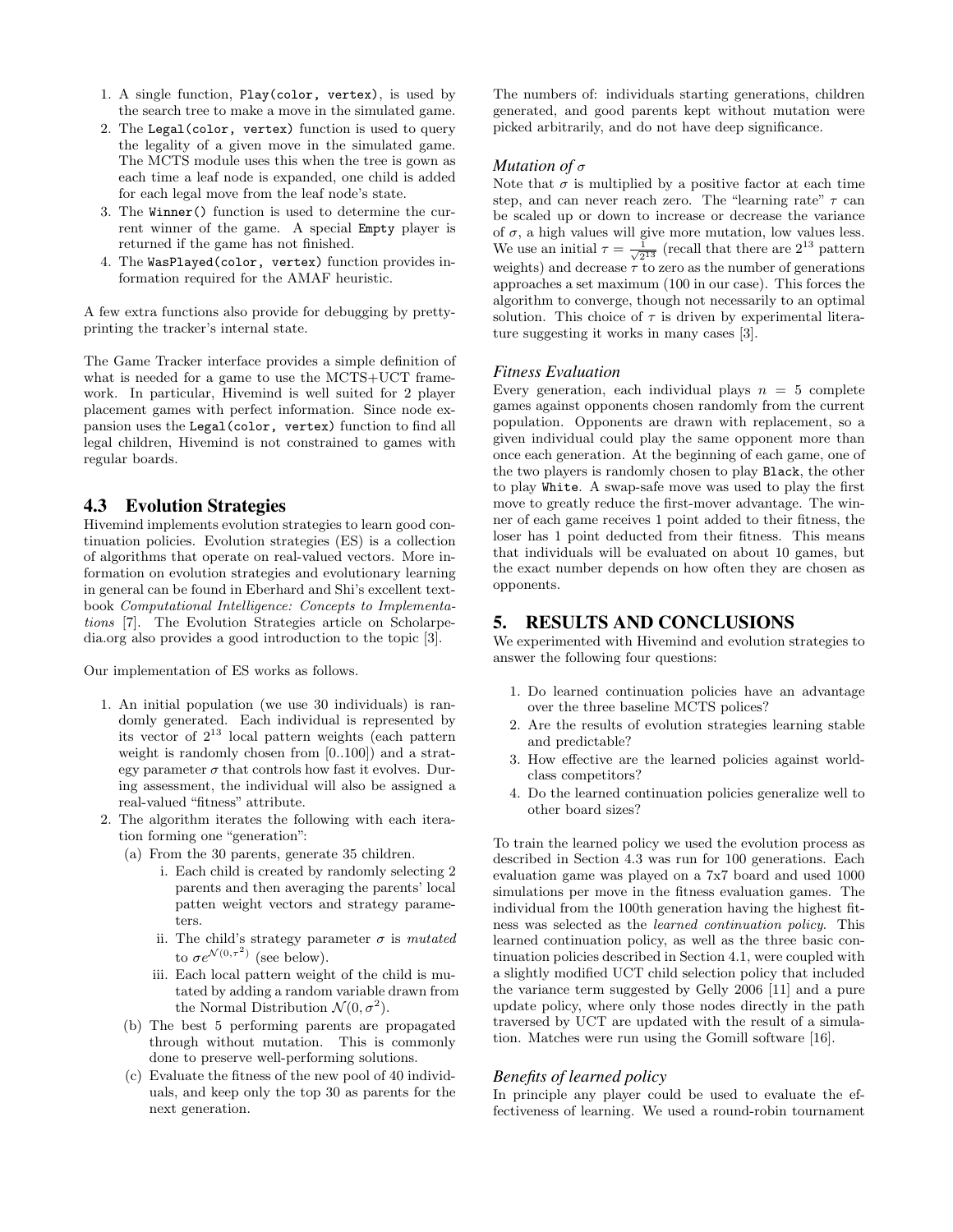1. A single function, `Play(color, vertex)`, is used by the search tree to make a move in the simulated game.
2. The `Legal(color, vertex)` function is used to query the legality of a given move in the simulated game. The MCTS module uses this when the tree is gown as each time a leaf node is expanded, one child is added for each legal move from the leaf node's state.
3. The `Winner()` function is used to determine the current winner of the game. A special `Empty` player is returned if the game has not finished.
4. The `WasPlayed(color, vertex)` function provides information required for the AMAF heuristic.

A few extra functions also provide for debugging by pretty-printing the tracker's internal state.

The Game Tracker interface provides a simple definition of what is needed for a game to use the MCTS+UCT framework. In particular, Hivemind is well suited for 2 player placement games with perfect information. Since node expansion uses the `Legal(color, vertex)` function to find all legal children, Hivemind is not constrained to games with regular boards.

## 4.3 Evolution Strategies

Hivemind implements evolution strategies to learn good continuation policies. Evolution strategies (ES) is a collection of algorithms that operate on real-valued vectors. More information on evolution strategies and evolutionary learning in general can be found in Eberhard and Shi's excellent textbook *Computational Intelligence: Concepts to Implementations* [7]. The Evolution Strategies article on Scholarpedia.org also provides a good introduction to the topic [3].

Our implementation of ES works as follows.

1. An initial population (we use 30 individuals) is randomly generated. Each individual is represented by its vector of $2^{13}$ local pattern weights (each pattern weight is randomly chosen from [0..100]) and a strategy parameter $\sigma$ that controls how fast it evolves. During assessment, the individual will also be assigned a real-valued "fitness" attribute.
2. The algorithm iterates the following with each iteration forming one "generation":
   (a) From the 30 parents, generate 35 children.
      i. Each child is created by randomly selecting 2 parents and then averaging the parents' local patten weight vectors and strategy parameters.
      ii. The child's strategy parameter $\sigma$ is *mutated* to $\sigma e^{\mathcal{N}(0,\tau^2)}$ (see below).
      iii. Each local pattern weight of the child is mutated by adding a random variable drawn from the Normal Distribution $\mathcal{N}(0, \sigma^2)$.
   (b) The best 5 performing parents are propagated through without mutation. This is commonly done to preserve well-performing solutions.
   (c) Evaluate the fitness of the new pool of 40 individuals, and keep only the top 30 as parents for the next generation.

The numbers of: individuals starting generations, children generated, and good parents kept without mutation were picked arbitrarily, and do not have deep significance.

### *Mutation of $\sigma$*

Note that $\sigma$ is multiplied by a positive factor at each time step, and can never reach zero. The "learning rate" $\tau$ can be scaled up or down to increase or decrease the variance of $\sigma$, a high values will give more mutation, low values less. We use an initial $\tau = \frac{1}{\sqrt{2^{13}}}$ (recall that there are $2^{13}$ pattern weights) and decrease $\tau$ to zero as the number of generations approaches a set maximum (100 in our case). This forces the algorithm to converge, though not necessarily to an optimal solution. This choice of $\tau$ is driven by experimental literature suggesting it works in many cases [3].

### *Fitness Evaluation*

Every generation, each individual plays $n = 5$ complete games against opponents chosen randomly from the current population. Opponents are drawn with replacement, so a given individual could play the same opponent more than once each generation. At the beginning of each game, one of the two players is randomly chosen to play `Black`, the other to play `White`. A swap-safe move was used to play the first move to greatly reduce the first-mover advantage. The winner of each game receives 1 point added to their fitness, the loser has 1 point deducted from their fitness. This means that individuals will be evaluated on about 10 games, but the exact number depends on how often they are chosen as opponents.

# 5. RESULTS AND CONCLUSIONS

We experimented with Hivemind and evolution strategies to answer the following four questions:

1. Do learned continuation policies have an advantage over the three baseline MCTS polices?
2. Are the results of evolution strategies learning stable and predictable?
3. How effective are the learned policies against world-class competitors?
4. Do the learned continuation policies generalize well to other board sizes?

To train the learned policy we used the evolution process as described in Section 4.3 was run for 100 generations. Each evaluation game was played on a 7x7 board and used 1000 simulations per move in the fitness evaluation games. The individual from the 100th generation having the highest fitness was selected as the *learned continuation policy*. This learned continuation policy, as well as the three basic continuation policies described in Section 4.1, were coupled with a slightly modified UCT child selection policy that included the variance term suggested by Gelly 2006 [11] and a pure update policy, where only those nodes directly in the path traversed by UCT are updated with the result of a simulation. Matches were run using the Gomill software [16].

### *Benefits of learned policy*

In principle any player could be used to evaluate the effectiveness of learning. We used a round-robin tournament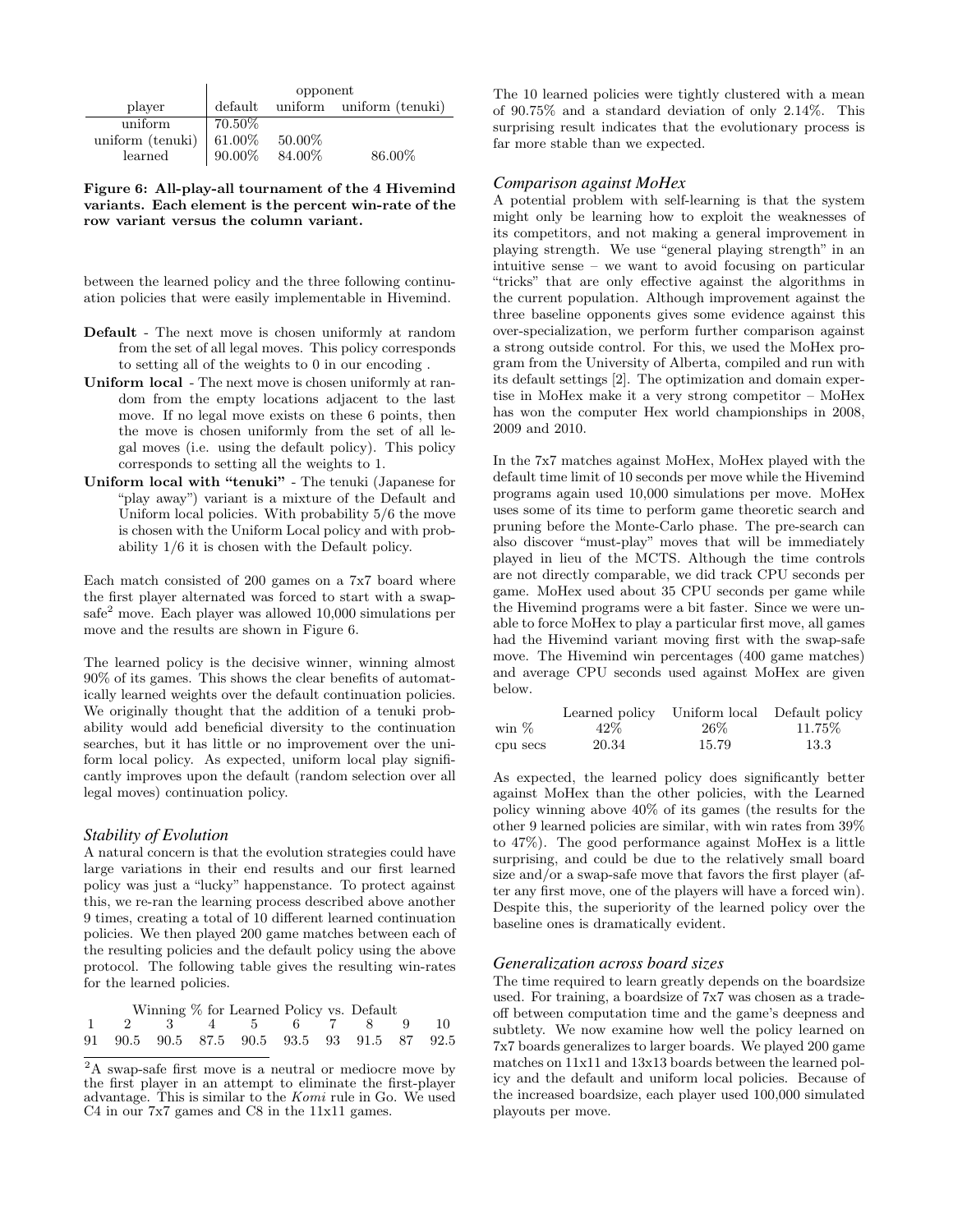| player | opponent | | |
|---|---|---|---|
| | default | uniform | uniform (tenuki) |
| uniform | 70.50% | | |
| uniform (tenuki) | 61.00% | 50.00% | |
| learned | 90.00% | 84.00% | 86.00% |

**Figure 6: All-play-all tournament of the 4 Hivemind variants. Each element is the percent win-rate of the row variant versus the column variant.**

between the learned policy and the three following continuation policies that were easily implementable in Hivemind.

- **Default** - The next move is chosen uniformly at random from the set of all legal moves. This policy corresponds to setting all of the weights to 0 in our encoding .
- **Uniform local** - The next move is chosen uniformly at random from the empty locations adjacent to the last move. If no legal move exists on these 6 points, then the move is chosen uniformly from the set of all legal moves (i.e. using the default policy). This policy corresponds to setting all the weights to 1.
- **Uniform local with "tenuki"** - The tenuki (Japanese for "play away") variant is a mixture of the Default and Uniform local policies. With probability 5/6 the move is chosen with the Uniform Local policy and with probability 1/6 it is chosen with the Default policy.

Each match consisted of 200 games on a 7x7 board where the first player alternated was forced to start with a swap-safe[2] move. Each player was allowed 10,000 simulations per move and the results are shown in Figure 6.

The learned policy is the decisive winner, winning almost 90% of its games. This shows the clear benefits of automatically learned weights over the default continuation policies. We originally thought that the addition of a tenuki probability would add beneficial diversity to the continuation searches, but it has little or no improvement over the uniform local policy. As expected, uniform local play significantly improves upon the default (random selection over all legal moves) continuation policy.

### *Stability of Evolution*

A natural concern is that the evolution strategies could have large variations in their end results and our first learned policy was just a "lucky" happenstance. To protect against this, we re-ran the learning process described above another 9 times, creating a total of 10 different learned continuation policies. We then played 200 game matches between each of the resulting policies and the default policy using the above protocol. The following table gives the resulting win-rates for the learned policies.

| Winning % for Learned Policy vs. Default | | | | | | | | | |
|---|---|---|---|---|---|---|---|---|---|
| 1 | 2 | 3 | 4 | 5 | 6 | 7 | 8 | 9 | 10 |
| 91 | 90.5 | 90.5 | 87.5 | 90.5 | 93.5 | 93 | 91.5 | 87 | 92.5 |

[2]A swap-safe first move is a neutral or mediocre move by the first player in an attempt to eliminate the first-player advantage. This is similar to the *Komi* rule in Go. We used C4 in our 7x7 games and C8 in the 11x11 games.

The 10 learned policies were tightly clustered with a mean of 90.75% and a standard deviation of only 2.14%. This surprising result indicates that the evolutionary process is far more stable than we expected.

### *Comparison against MoHex*

A potential problem with self-learning is that the system might only be learning how to exploit the weaknesses of its competitors, and not making a general improvement in playing strength. We use "general playing strength" in an intuitive sense – we want to avoid focusing on particular "tricks" that are only effective against the algorithms in the current population. Although improvement against the three baseline opponents gives some evidence against this over-specialization, we perform further comparison against a strong outside control. For this, we used the MoHex program from the University of Alberta, compiled and run with its default settings [2]. The optimization and domain expertise in MoHex make it a very strong competitor – MoHex has won the computer Hex world championships in 2008, 2009 and 2010.

In the 7x7 matches against MoHex, MoHex played with the default time limit of 10 seconds per move while the Hivemind programs again used 10,000 simulations per move. MoHex uses some of its time to perform game theoretic search and pruning before the Monte-Carlo phase. The pre-search can also discover "must-play" moves that will be immediately played in lieu of the MCTS. Although the time controls are not directly comparable, we did track CPU seconds per game. MoHex used about 35 CPU seconds per game while the Hivemind programs were a bit faster. Since we were unable to force MoHex to play a particular first move, all games had the Hivemind variant moving first with the swap-safe move. The Hivemind win percentages (400 game matches) and average CPU seconds used against MoHex are given below.

| | Learned policy | Uniform local | Default policy |
|---|---|---|---|
| win % | 42% | 26% | 11.75% |
| cpu secs | 20.34 | 15.79 | 13.3 |

As expected, the learned policy does significantly better against MoHex than the other policies, with the Learned policy winning above 40% of its games (the results for the other 9 learned policies are similar, with win rates from 39% to 47%). The good performance against MoHex is a little surprising, and could be due to the relatively small board size and/or a swap-safe move that favors the first player (after any first move, one of the players will have a forced win). Despite this, the superiority of the learned policy over the baseline ones is dramatically evident.

### *Generalization across board sizes*

The time required to learn greatly depends on the boardsize used. For training, a boardsize of 7x7 was chosen as a tradeoff between computation time and the game's deepness and subtlety. We now examine how well the policy learned on 7x7 boards generalizes to larger boards. We played 200 game matches on 11x11 and 13x13 boards between the learned policy and the default and uniform local policies. Because of the increased boardsize, each player used 100,000 simulated playouts per move.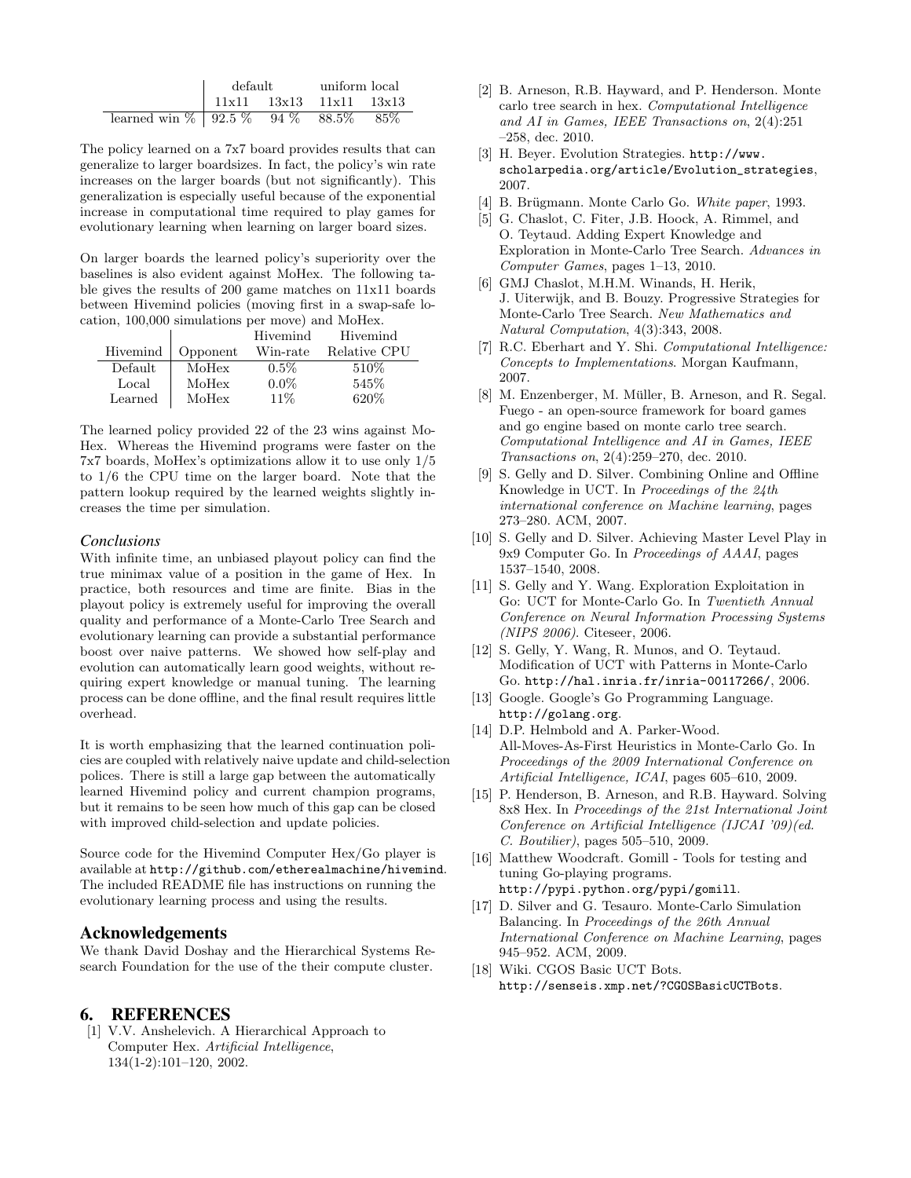| | default | | uniform local | |
|---|---|---|---|---|
| | 11x11 | 13x13 | 11x11 | 13x13 |
| learned win % | 92.5 % | 94 % | 88.5% | 85% |

The policy learned on a 7x7 board provides results that can generalize to larger boardsizes. In fact, the policy's win rate increases on the larger boards (but not significantly). This generalization is especially useful because of the exponential increase in computational time required to play games for evolutionary learning when learning on larger board sizes.

On larger boards the learned policy's superiority over the baselines is also evident against MoHex. The following table gives the results of 200 game matches on 11x11 boards between Hivemind policies (moving first in a swap-safe location, 100,000 simulations per move) and MoHex.

| Hivemind | Opponent | Hivemind Win-rate | Hivemind Relative CPU |
|---|---|---|---|
| Default | MoHex | 0.5% | 510% |
| Local | MoHex | 0.0% | 545% |
| Learned | MoHex | 11% | 620% |

The learned policy provided 22 of the 23 wins against MoHex. Whereas the Hivemind programs were faster on the 7x7 boards, MoHex's optimizations allow it to use only 1/5 to 1/6 the CPU time on the larger board. Note that the pattern lookup required by the learned weights slightly increases the time per simulation.

### *Conclusions*

With infinite time, an unbiased playout policy can find the true minimax value of a position in the game of Hex. In practice, both resources and time are finite. Bias in the playout policy is extremely useful for improving the overall quality and performance of a Monte-Carlo Tree Search and evolutionary learning can provide a substantial performance boost over naive patterns. We showed how self-play and evolution can automatically learn good weights, without requiring expert knowledge or manual tuning. The learning process can be done offline, and the final result requires little overhead.

It is worth emphasizing that the learned continuation policies are coupled with relatively naive update and child-selection polices. There is still a large gap between the automatically learned Hivemind policy and current champion programs, but it remains to be seen how much of this gap can be closed with improved child-selection and update policies.

Source code for the Hivemind Computer Hex/Go player is available at http://github.com/etherealmachine/hivemind. The included README file has instructions on running the evolutionary learning process and using the results.

## Acknowledgements

We thank David Doshay and the Hierarchical Systems Research Foundation for the use of the their compute cluster.

## 6. REFERENCES

[1] V.V. Anshelevich. A Hierarchical Approach to Computer Hex. *Artificial Intelligence*, 134(1-2):101–120, 2002.

[2] B. Arneson, R.B. Hayward, and P. Henderson. Monte carlo tree search in hex. *Computational Intelligence and AI in Games, IEEE Transactions on*, 2(4):251 –258, dec. 2010.

[3] H. Beyer. Evolution Strategies. http://www.scholarpedia.org/article/Evolution_strategies, 2007.

[4] B. Brügmann. Monte Carlo Go. *White paper*, 1993.

[5] G. Chaslot, C. Fiter, J.B. Hoock, A. Rimmel, and O. Teytaud. Adding Expert Knowledge and Exploration in Monte-Carlo Tree Search. *Advances in Computer Games*, pages 1–13, 2010.

[6] GMJ Chaslot, M.H.M. Winands, H. Herik, J. Uiterwijk, and B. Bouzy. Progressive Strategies for Monte-Carlo Tree Search. *New Mathematics and Natural Computation*, 4(3):343, 2008.

[7] R.C. Eberhart and Y. Shi. *Computational Intelligence: Concepts to Implementations*. Morgan Kaufmann, 2007.

[8] M. Enzenberger, M. Müller, B. Arneson, and R. Segal. Fuego - an open-source framework for board games and go engine based on monte carlo tree search. *Computational Intelligence and AI in Games, IEEE Transactions on*, 2(4):259–270, dec. 2010.

[9] S. Gelly and D. Silver. Combining Online and Offline Knowledge in UCT. In *Proceedings of the 24th international conference on Machine learning*, pages 273–280. ACM, 2007.

[10] S. Gelly and D. Silver. Achieving Master Level Play in 9x9 Computer Go. In *Proceedings of AAAI*, pages 1537–1540, 2008.

[11] S. Gelly and Y. Wang. Exploration Exploitation in Go: UCT for Monte-Carlo Go. In *Twentieth Annual Conference on Neural Information Processing Systems (NIPS 2006)*. Citeseer, 2006.

[12] S. Gelly, Y. Wang, R. Munos, and O. Teytaud. Modification of UCT with Patterns in Monte-Carlo Go. http://hal.inria.fr/inria-00117266/, 2006.

[13] Google. Google's Go Programming Language. http://golang.org.

[14] D.P. Helmbold and A. Parker-Wood. All-Moves-As-First Heuristics in Monte-Carlo Go. In *Proceedings of the 2009 International Conference on Artificial Intelligence, ICAI*, pages 605–610, 2009.

[15] P. Henderson, B. Arneson, and R.B. Hayward. Solving 8x8 Hex. In *Proceedings of the 21st International Joint Conference on Artificial Intelligence (IJCAI '09)(ed. C. Boutilier)*, pages 505–510, 2009.

[16] Matthew Woodcraft. Gomill - Tools for testing and tuning Go-playing programs. http://pypi.python.org/pypi/gomill.

[17] D. Silver and G. Tesauro. Monte-Carlo Simulation Balancing. In *Proceedings of the 26th Annual International Conference on Machine Learning*, pages 945–952. ACM, 2009.

[18] Wiki. CGOS Basic UCT Bots. http://senseis.xmp.net/?CGOSBasicUCTBots.